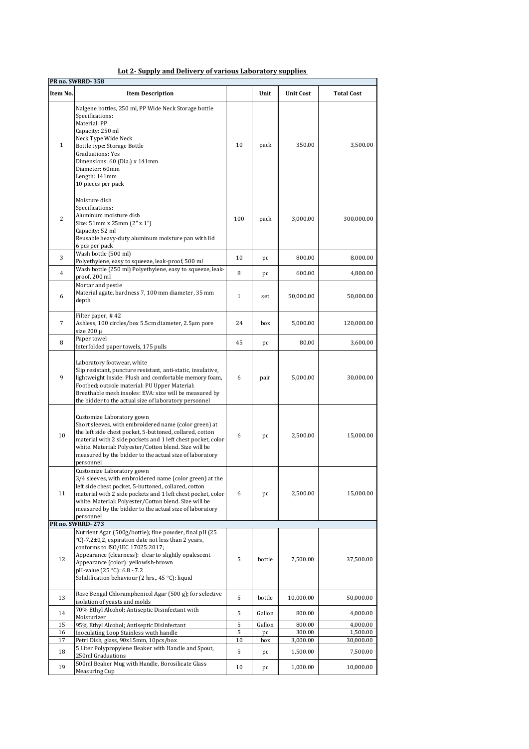## Lot 2- Supply and Delivery of various Laboratory supplies

| Item No. | Item Description | | Unit | Unit Cost | Total Cost |
|---|---|---|---|---|---|
| **PR no. SWRRD- 358** | | | | | |
| 1 | Nalgene bottles, 250 ml, PP Wide Neck Storage bottle<br>Specifications:<br>Material: PP<br>Capacity: 250 ml<br>Neck Type Wide Neck<br>Bottle type: Storage Bottle<br>Graduations: Yes<br>Dimensions: 60 (Dia.) x 141mm<br>Diameter: 60mm<br>Length: 141mm<br>10 pieces per pack | 10 | pack | 350.00 | 3,500.00 |
| 2 | Moisture dish<br>Specifications:<br>Aluminum moisture dish<br>Size: 51mm x 25mm (2" x 1")<br>Capacity: 52 ml<br>Reusable heavy-duty aluminum moisture pan with lid<br>6 pcs per pack | 100 | pack | 3,000.00 | 300,000.00 |
| 3 | Wash bottle (500 ml)<br>Polyethylene, easy to squeeze, leak-proof, 500 ml | 10 | pc | 800.00 | 8,000.00 |
| 4 | Wash bottle (250 ml) Polyethylene, easy to squeeze, leak-proof, 200 ml | 8 | pc | 600.00 | 4,800.00 |
| 6 | Mortar and pestle<br>Material agate, hardness 7, 100 mm diameter, 35 mm depth | 1 | set | 50,000.00 | 50,000.00 |
| 7 | Filter paper, # 42<br>Ashless, 100 circles/box 5.5cm diameter, 2.5µm pore size 200 µ | 24 | box | 5,000.00 | 120,000.00 |
| 8 | Paper towel<br>Interfolded paper towels, 175 pulls | 45 | pc | 80.00 | 3,600.00 |
| 9 | Laboratory footwear, white<br>Slip resistant, puncture resistant, anti-static, insulative, lightweight Inside: Plush and comfortable memory foam, Footbed; outsole material: PU Upper Material: Breathable mesh insoles: EVA: size will be measured by the bidder to the actual size of laboratory personnel | 6 | pair | 5,000.00 | 30,000.00 |
| 10 | Customize Laboratory gown<br>Short sleeves, with embroidered name (color green) at the left side chest pocket, 5-buttoned, collared, cotton material with 2 side pockets and 1 left chest pocket, color white. Material: Polyester/Cotton blend. Size will be measured by the bidder to the actual size of laboratory personnel | 6 | pc | 2,500.00 | 15,000.00 |
| 11 | Customize Laboratory gown<br>3/4 sleeves, with embroidered name (color green) at the left side chest pocket, 5-buttoned, collared, cotton material with 2 side pockets and 1 left chest pocket, color white. Material: Polyester/Cotton blend. Size will be measured by the bidder to the actual size of laboratory personnel | 6 | pc | 2,500.00 | 15,000.00 |
| **PR no. SWRRD- 273** | | | | | |
| 12 | Nutrient Agar (500g/bottle); fine powder, final pH (25 °C)-7,2±0,2, expiration date not less than 2 years, conforms to ISO/IEC 17025:2017;<br>Appearance (clearness): clear to slightly opalescent<br>Appearance (color): yellowish-brown<br>pH-value (25 °C): 6.8 - 7.2<br>Solidification behaviour (2 hrs., 45 °C): liquid | 5 | bottle | 7,500.00 | 37,500.00 |
| 13 | Rose Bengal Chloramphenicol Agar (500 g); for selective isolation of yeasts and molds | 5 | bottle | 10,000.00 | 50,000.00 |
| 14 | 70% Ethyl Alcohol; Antiseptic Disinfectant with Moisturizer | 5 | Gallon | 800.00 | 4,000.00 |
| 15 | 95% Ethyl Alcohol; Antiseptic Disinfectant | 5 | Gallon | 800.00 | 4,000.00 |
| 16 | Inoculating Loop Stainless wuth handle | 5 | pc | 300.00 | 1,500.00 |
| 17 | Petri Dish, glass, 90x15mm, 10pcs/box | 10 | box | 3,000.00 | 30,000.00 |
| 18 | 5 Liter Polypropylene Beaker with Handle and Spout, 250ml Graduations | 5 | pc | 1,500.00 | 7,500.00 |
| 19 | 500ml Beaker Mug with Handle, Borosilicate Glass Measuring Cup | 10 | pc | 1,000.00 | 10,000.00 |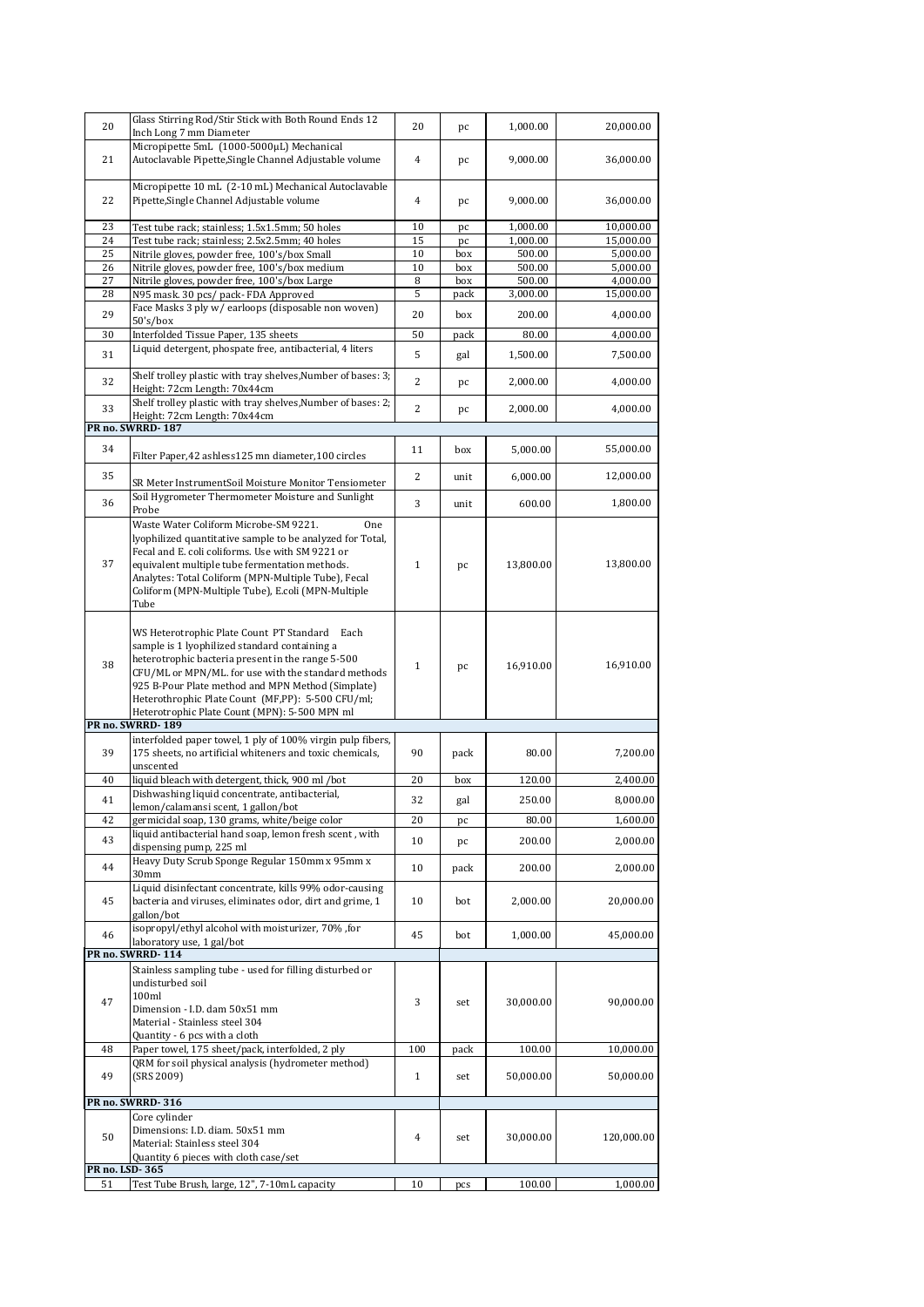| | | | | | |
|---|---|---|---|---|---|
| 20 | Glass Stirring Rod/Stir Stick with Both Round Ends 12 Inch Long 7 mm Diameter | 20 | pc | 1,000.00 | 20,000.00 |
| 21 | Micropipette 5mL (1000-5000µL) Mechanical Autoclavable Pipette,Single Channel Adjustable volume | 4 | pc | 9,000.00 | 36,000.00 |
| 22 | Micropipette 10 mL (2-10 mL) Mechanical Autoclavable Pipette,Single Channel Adjustable volume | 4 | pc | 9,000.00 | 36,000.00 |
| 23 | Test tube rack; stainless; 1.5x1.5mm; 50 holes | 10 | pc | 1,000.00 | 10,000.00 |
| 24 | Test tube rack; stainless; 2.5x2.5mm; 40 holes | 15 | pc | 1,000.00 | 15,000.00 |
| 25 | Nitrile gloves, powder free, 100's/box Small | 10 | box | 500.00 | 5,000.00 |
| 26 | Nitrile gloves, powder free, 100's/box medium | 10 | box | 500.00 | 5,000.00 |
| 27 | Nitrile gloves, powder free, 100's/box Large | 8 | box | 500.00 | 4,000.00 |
| 28 | N95 mask. 30 pcs/ pack- FDA Approved | 5 | pack | 3,000.00 | 15,000.00 |
| 29 | Face Masks 3 ply w/ earloops (disposable non woven) 50's/box | 20 | box | 200.00 | 4,000.00 |
| 30 | Interfolded Tissue Paper, 135 sheets | 50 | pack | 80.00 | 4,000.00 |
| 31 | Liquid detergent, phospate free, antibacterial, 4 liters | 5 | gal | 1,500.00 | 7,500.00 |
| 32 | Shelf trolley plastic with tray shelves,Number of bases: 3; Height: 72cm Length: 70x44cm | 2 | pc | 2,000.00 | 4,000.00 |
| 33 | Shelf trolley plastic with tray shelves,Number of bases: 2; Height: 72cm Length: 70x44cm | 2 | pc | 2,000.00 | 4,000.00 |
| **PR no. SWRRD- 187** | | | | | |
| 34 | Filter Paper,42 ashless125 mn diameter,100 circles | 11 | box | 5,000.00 | 55,000.00 |
| 35 | SR Meter InstrumentSoil Moisture Monitor Tensiometer | 2 | unit | 6,000.00 | 12,000.00 |
| 36 | Soil Hygrometer Thermometer Moisture and Sunlight Probe | 3 | unit | 600.00 | 1,800.00 |
| 37 | Waste Water Coliform Microbe-SM 9221. One lyophilized quantitative sample to be analyzed for Total, Fecal and E. coli coliforms. Use with SM 9221 or equivalent multiple tube fermentation methods. Analytes: Total Coliform (MPN-Multiple Tube), Fecal Coliform (MPN-Multiple Tube), E.coli (MPN-Multiple Tube) | 1 | pc | 13,800.00 | 13,800.00 |
| 38 | WS Heterotrophic Plate Count PT Standard Each sample is 1 lyophilized standard containing a heterotrophic bacteria present in the range 5-500 CFU/ML or MPN/ML. for use with the standard methods 925 B-Pour Plate method and MPN Method (Simplate) Heterothrophic Plate Count (MF,PP): 5-500 CFU/ml; Heterotrophic Plate Count (MPN): 5-500 MPN ml | 1 | pc | 16,910.00 | 16,910.00 |
| **PR no. SWRRD- 189** | | | | | |
| 39 | interfolded paper towel, 1 ply of 100% virgin pulp fibers, 175 sheets, no artificial whiteners and toxic chemicals, unscented | 90 | pack | 80.00 | 7,200.00 |
| 40 | liquid bleach with detergent, thick, 900 ml /bot | 20 | box | 120.00 | 2,400.00 |
| 41 | Dishwashing liquid concentrate, antibacterial, lemon/calamansi scent, 1 gallon/bot | 32 | gal | 250.00 | 8,000.00 |
| 42 | germicidal soap, 130 grams, white/beige color | 20 | pc | 80.00 | 1,600.00 |
| 43 | liquid antibacterial hand soap, lemon fresh scent , with dispensing pump, 225 ml | 10 | pc | 200.00 | 2,000.00 |
| 44 | Heavy Duty Scrub Sponge Regular 150mm x 95mm x 30mm | 10 | pack | 200.00 | 2,000.00 |
| 45 | Liquid disinfectant concentrate, kills 99% odor-causing bacteria and viruses, eliminates odor, dirt and grime, 1 gallon/bot | 10 | bot | 2,000.00 | 20,000.00 |
| 46 | isopropyl/ethyl alcohol with moisturizer, 70% ,for laboratory use, 1 gal/bot | 45 | bot | 1,000.00 | 45,000.00 |
| **PR no. SWRRD- 114** | | | | | |
| 47 | Stainless sampling tube - used for filling disturbed or undisturbed soil<br>100ml<br>Dimension - I.D. dam 50x51 mm<br>Material - Stainless steel 304<br>Quantity - 6 pcs with a cloth | 3 | set | 30,000.00 | 90,000.00 |
| 48 | Paper towel, 175 sheet/pack, interfolded, 2 ply | 100 | pack | 100.00 | 10,000.00 |
| 49 | QRM for soil physical analysis (hydrometer method) (SRS 2009) | 1 | set | 50,000.00 | 50,000.00 |
| **PR no. SWRRD- 316** | | | | | |
| 50 | Core cylinder<br>Dimensions: I.D. diam. 50x51 mm<br>Material: Stainless steel 304<br>Quantity 6 pieces with cloth case/set | 4 | set | 30,000.00 | 120,000.00 |
| **PR no. LSD- 365** | | | | | |
| 51 | Test Tube Brush, large, 12", 7-10mL capacity | 10 | pcs | 100.00 | 1,000.00 |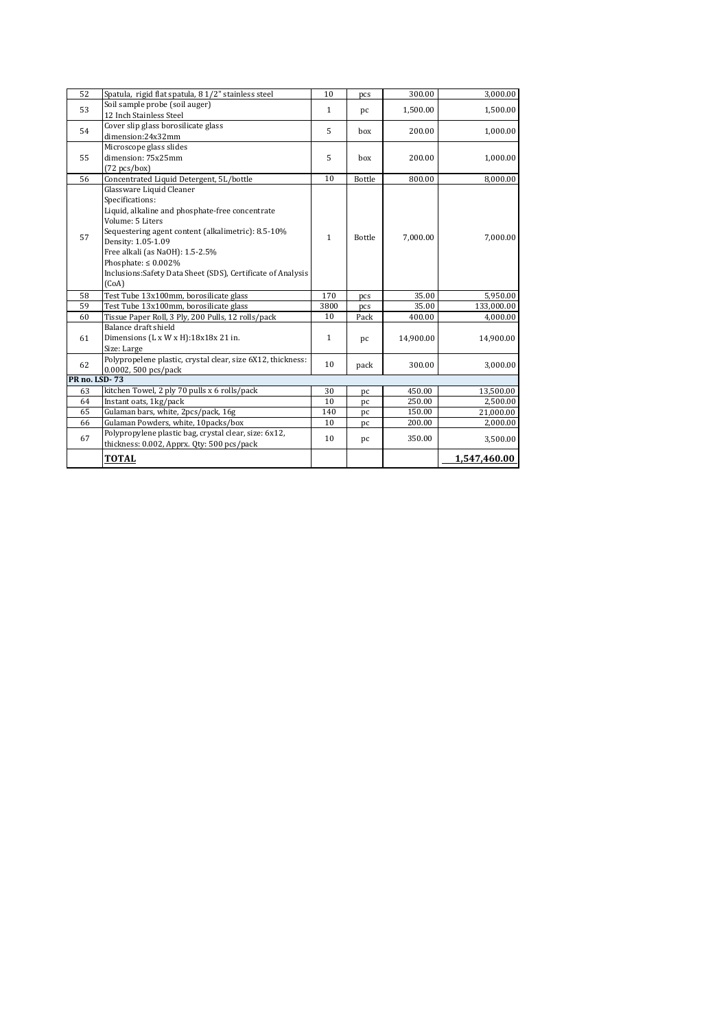| | | | | | |
|---|---|---|---|---|---|
| 52 | Spatula, rigid flat spatula, 8 1/2" stainless steel | 10 | pcs | 300.00 | 3,000.00 |
| 53 | Soil sample probe (soil auger)<br>12 Inch Stainless Steel | 1 | pc | 1,500.00 | 1,500.00 |
| 54 | Cover slip glass borosilicate glass<br>dimension:24x32mm | 5 | box | 200.00 | 1,000.00 |
| 55 | Microscope glass slides<br>dimension: 75x25mm<br>(72 pcs/box) | 5 | box | 200.00 | 1,000.00 |
| 56 | Concentrated Liquid Detergent, 5L/bottle | 10 | Bottle | 800.00 | 8,000.00 |
| 57 | Glassware Liquid Cleaner<br>Specifications:<br>Liquid, alkaline and phosphate-free concentrate<br>Volume: 5 Liters<br>Sequestering agent content (alkalimetric): 8.5-10%<br>Density: 1.05-1.09<br>Free alkali (as NaOH): 1.5-2.5%<br>Phosphate: ≤ 0.002%<br>Inclusions:Safety Data Sheet (SDS), Certificate of Analysis (CoA) | 1 | Bottle | 7,000.00 | 7,000.00 |
| 58 | Test Tube 13x100mm, borosilicate glass | 170 | pcs | 35.00 | 5,950.00 |
| 59 | Test Tube 13x100mm, borosilicate glass | 3800 | pcs | 35.00 | 133,000.00 |
| 60 | Tissue Paper Roll, 3 Ply, 200 Pulls, 12 rolls/pack | 10 | Pack | 400.00 | 4,000.00 |
| 61 | Balance draft shield<br>Dimensions (L x W x H):18x18x 21 in.<br>Size: Large | 1 | pc | 14,900.00 | 14,900.00 |
| 62 | Polypropelene plastic, crystal clear, size 6X12, thickness: 0.0002, 500 pcs/pack | 10 | pack | 300.00 | 3,000.00 |
| **PR no. LSD- 73** | | | | | |
| 63 | kitchen Towel, 2 ply 70 pulls x 6 rolls/pack | 30 | pc | 450.00 | 13,500.00 |
| 64 | Instant oats, 1kg/pack | 10 | pc | 250.00 | 2,500.00 |
| 65 | Gulaman bars, white, 2pcs/pack, 16g | 140 | pc | 150.00 | 21,000.00 |
| 66 | Gulaman Powders, white, 10packs/box | 10 | pc | 200.00 | 2,000.00 |
| 67 | Polypropylene plastic bag, crystal clear, size: 6x12, thickness: 0.002, Apprx. Qty: 500 pcs/pack | 10 | pc | 350.00 | 3,500.00 |
| | **TOTAL** | | | | **1,547,460.00** |